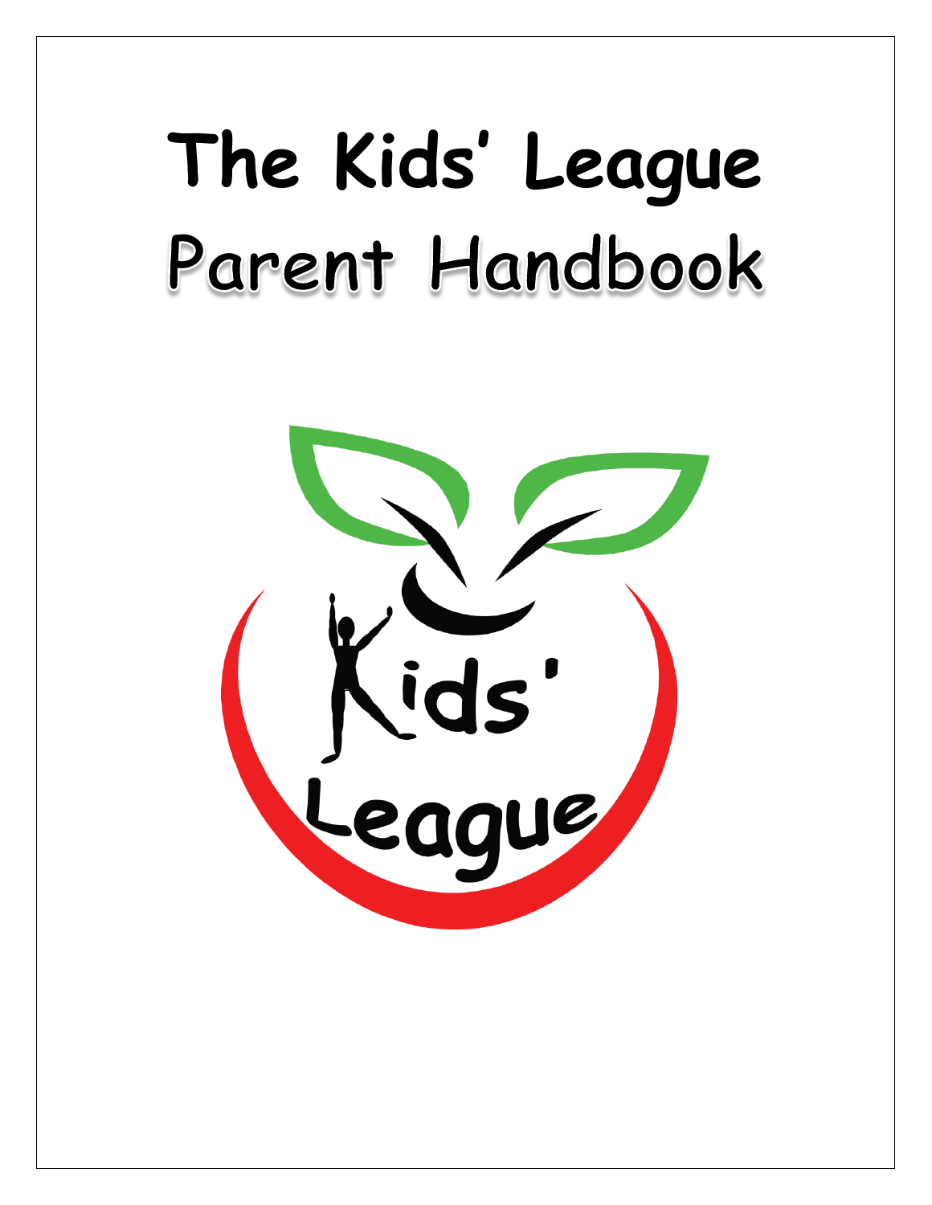# The Kids' League
# Parent Handbook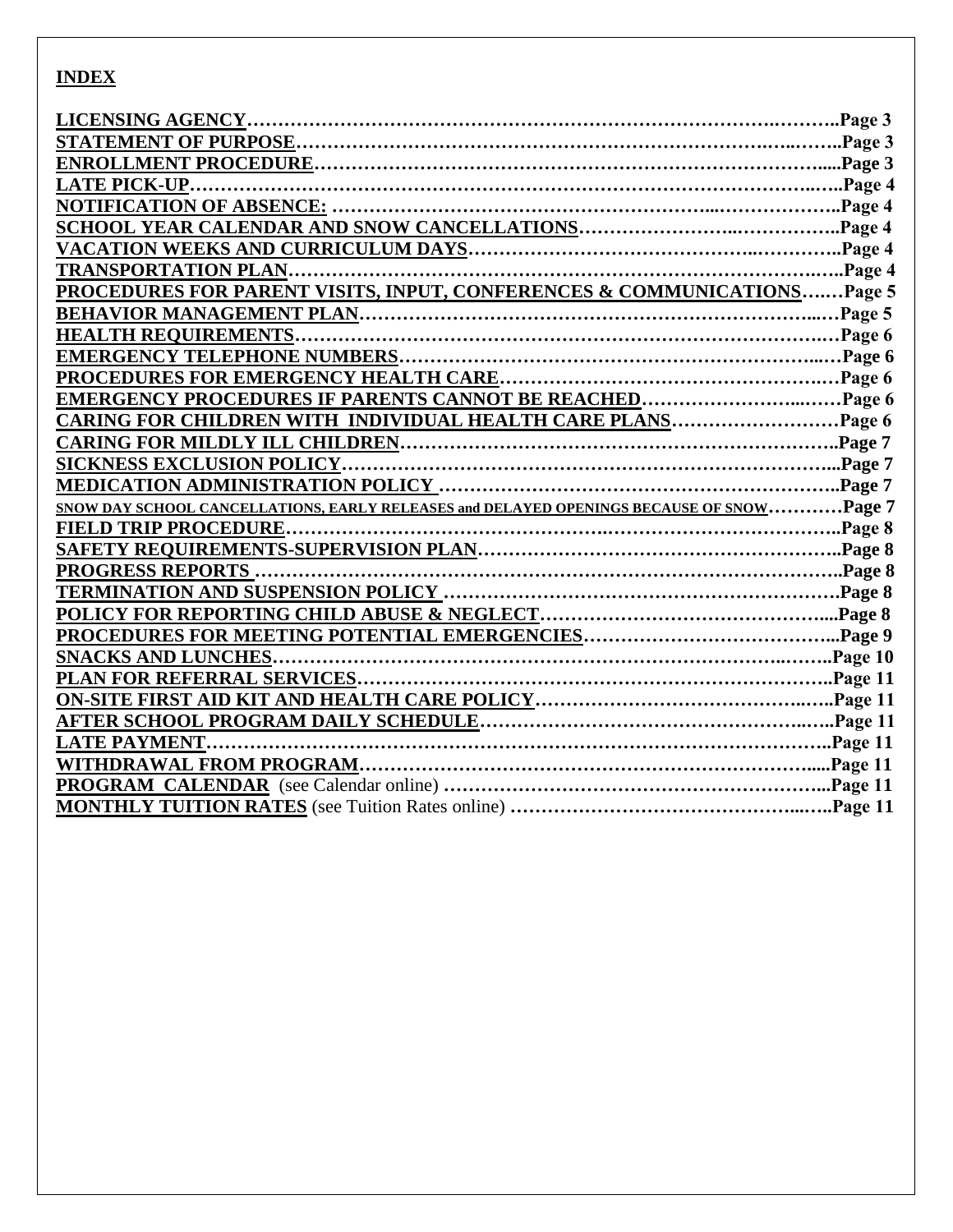## INDEX

| | |
|---|---|
| **LICENSING AGENCY** | **Page 3** |
| **STATEMENT OF PURPOSE** | **Page 3** |
| **ENROLLMENT PROCEDURE** | **Page 3** |
| **LATE PICK-UP** | **Page 4** |
| **NOTIFICATION OF ABSENCE:** | **Page 4** |
| **SCHOOL YEAR CALENDAR AND SNOW CANCELLATIONS** | **Page 4** |
| **VACATION WEEKS AND CURRICULUM DAYS** | **Page 4** |
| **TRANSPORTATION PLAN** | **Page 4** |
| **PROCEDURES FOR PARENT VISITS, INPUT, CONFERENCES & COMMUNICATIONS** | **Page 5** |
| **BEHAVIOR MANAGEMENT PLAN** | **Page 5** |
| **HEALTH REQUIREMENTS** | **Page 6** |
| **EMERGENCY TELEPHONE NUMBERS** | **Page 6** |
| **PROCEDURES FOR EMERGENCY HEALTH CARE** | **Page 6** |
| **EMERGENCY PROCEDURES IF PARENTS CANNOT BE REACHED** | **Page 6** |
| **CARING FOR CHILDREN WITH INDIVIDUAL HEALTH CARE PLANS** | **Page 6** |
| **CARING FOR MILDLY ILL CHILDREN** | **Page 7** |
| **SICKNESS EXCLUSION POLICY** | **Page 7** |
| **MEDICATION ADMINISTRATION POLICY** | **Page 7** |
| **SNOW DAY SCHOOL CANCELLATIONS, EARLY RELEASES and DELAYED OPENINGS BECAUSE OF SNOW** | **Page 7** |
| **FIELD TRIP PROCEDURE** | **Page 8** |
| **SAFETY REQUIREMENTS-SUPERVISION PLAN** | **Page 8** |
| **PROGRESS REPORTS** | **Page 8** |
| **TERMINATION AND SUSPENSION POLICY** | **Page 8** |
| **POLICY FOR REPORTING CHILD ABUSE & NEGLECT** | **Page 8** |
| **PROCEDURES FOR MEETING POTENTIAL EMERGENCIES** | **Page 9** |
| **SNACKS AND LUNCHES** | **Page 10** |
| **PLAN FOR REFERRAL SERVICES** | **Page 11** |
| **ON-SITE FIRST AID KIT AND HEALTH CARE POLICY** | **Page 11** |
| **AFTER SCHOOL PROGRAM DAILY SCHEDULE** | **Page 11** |
| **LATE PAYMENT** | **Page 11** |
| **WITHDRAWAL FROM PROGRAM** | **Page 11** |
| **PROGRAM CALENDAR** (see Calendar online) | **Page 11** |
| **MONTHLY TUITION RATES** (see Tuition Rates online) | **Page 11** |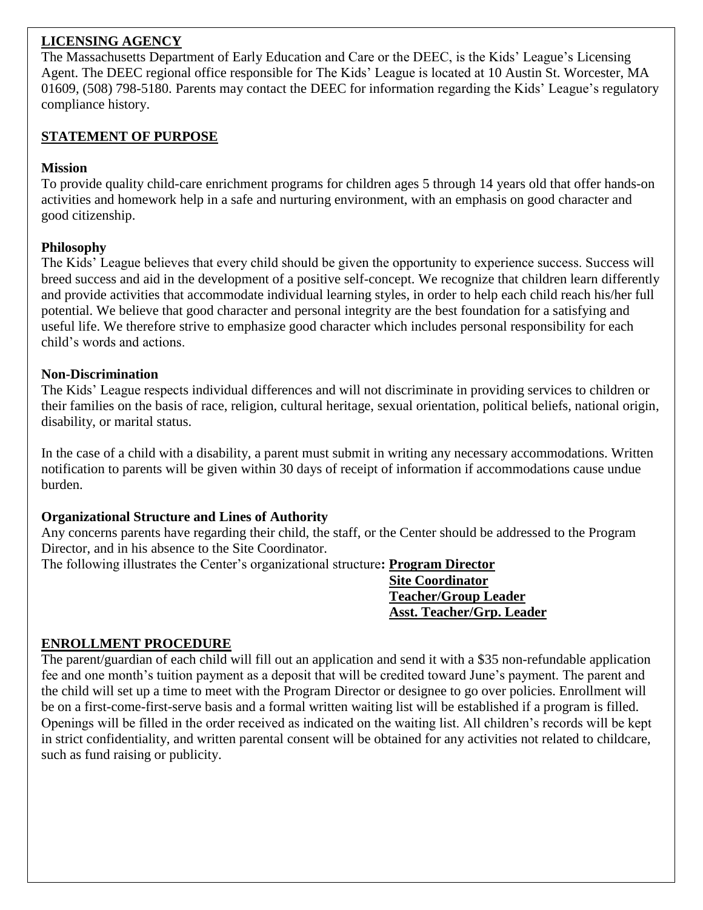## LICENSING AGENCY

The Massachusetts Department of Early Education and Care or the DEEC, is the Kids' League's Licensing Agent. The DEEC regional office responsible for The Kids' League is located at 10 Austin St. Worcester, MA 01609, (508) 798-5180. Parents may contact the DEEC for information regarding the Kids' League's regulatory compliance history.

## STATEMENT OF PURPOSE

### Mission

To provide quality child-care enrichment programs for children ages 5 through 14 years old that offer hands-on activities and homework help in a safe and nurturing environment, with an emphasis on good character and good citizenship.

### Philosophy

The Kids' League believes that every child should be given the opportunity to experience success. Success will breed success and aid in the development of a positive self-concept. We recognize that children learn differently and provide activities that accommodate individual learning styles, in order to help each child reach his/her full potential. We believe that good character and personal integrity are the best foundation for a satisfying and useful life. We therefore strive to emphasize good character which includes personal responsibility for each child's words and actions.

### Non-Discrimination

The Kids' League respects individual differences and will not discriminate in providing services to children or their families on the basis of race, religion, cultural heritage, sexual orientation, political beliefs, national origin, disability, or marital status.

In the case of a child with a disability, a parent must submit in writing any necessary accommodations. Written notification to parents will be given within 30 days of receipt of information if accommodations cause undue burden.

### Organizational Structure and Lines of Authority

Any concerns parents have regarding their child, the staff, or the Center should be addressed to the Program Director, and in his absence to the Site Coordinator.

The following illustrates the Center's organizational structure**:** **Program Director**
**Site Coordinator**
**Teacher/Group Leader**
**Asst. Teacher/Grp. Leader**

## ENROLLMENT PROCEDURE

The parent/guardian of each child will fill out an application and send it with a $35 non-refundable application fee and one month's tuition payment as a deposit that will be credited toward June's payment. The parent and the child will set up a time to meet with the Program Director or designee to go over policies. Enrollment will be on a first-come-first-serve basis and a formal written waiting list will be established if a program is filled. Openings will be filled in the order received as indicated on the waiting list. All children's records will be kept in strict confidentiality, and written parental consent will be obtained for any activities not related to childcare, such as fund raising or publicity.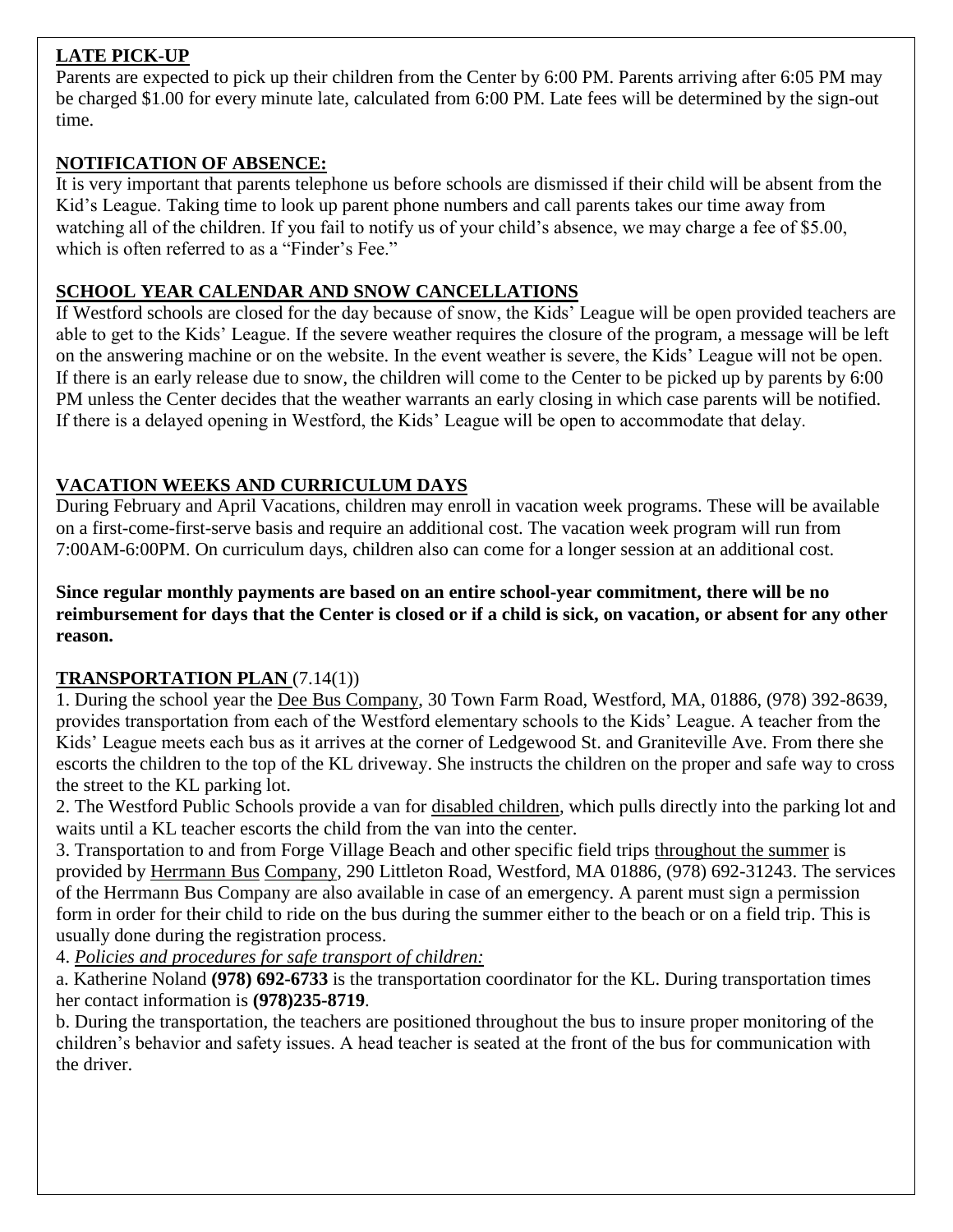## LATE PICK-UP

Parents are expected to pick up their children from the Center by 6:00 PM. Parents arriving after 6:05 PM may be charged $1.00 for every minute late, calculated from 6:00 PM. Late fees will be determined by the sign-out time.

## NOTIFICATION OF ABSENCE:

It is very important that parents telephone us before schools are dismissed if their child will be absent from the Kid's League. Taking time to look up parent phone numbers and call parents takes our time away from watching all of the children. If you fail to notify us of your child's absence, we may charge a fee of $5.00, which is often referred to as a "Finder's Fee."

## SCHOOL YEAR CALENDAR AND SNOW CANCELLATIONS

If Westford schools are closed for the day because of snow, the Kids' League will be open provided teachers are able to get to the Kids' League. If the severe weather requires the closure of the program, a message will be left on the answering machine or on the website. In the event weather is severe, the Kids' League will not be open. If there is an early release due to snow, the children will come to the Center to be picked up by parents by 6:00 PM unless the Center decides that the weather warrants an early closing in which case parents will be notified. If there is a delayed opening in Westford, the Kids' League will be open to accommodate that delay.

## VACATION WEEKS AND CURRICULUM DAYS

During February and April Vacations, children may enroll in vacation week programs. These will be available on a first-come-first-serve basis and require an additional cost. The vacation week program will run from 7:00AM-6:00PM. On curriculum days, children also can come for a longer session at an additional cost.

**Since regular monthly payments are based on an entire school-year commitment, there will be no reimbursement for days that the Center is closed or if a child is sick, on vacation, or absent for any other reason.**

## TRANSPORTATION PLAN (7.14(1))

1. During the school year the Dee Bus Company, 30 Town Farm Road, Westford, MA, 01886, (978) 392-8639, provides transportation from each of the Westford elementary schools to the Kids' League. A teacher from the Kids' League meets each bus as it arrives at the corner of Ledgewood St. and Graniteville Ave. From there she escorts the children to the top of the KL driveway. She instructs the children on the proper and safe way to cross the street to the KL parking lot.

2. The Westford Public Schools provide a van for disabled children, which pulls directly into the parking lot and waits until a KL teacher escorts the child from the van into the center.

3. Transportation to and from Forge Village Beach and other specific field trips throughout the summer is provided by Herrmann Bus Company, 290 Littleton Road, Westford, MA 01886, (978) 692-31243. The services of the Herrmann Bus Company are also available in case of an emergency. A parent must sign a permission form in order for their child to ride on the bus during the summer either to the beach or on a field trip. This is usually done during the registration process.

4. *Policies and procedures for safe transport of children:*

a. Katherine Noland **(978) 692-6733** is the transportation coordinator for the KL. During transportation times her contact information is **(978)235-8719**.

b. During the transportation, the teachers are positioned throughout the bus to insure proper monitoring of the children's behavior and safety issues. A head teacher is seated at the front of the bus for communication with the driver.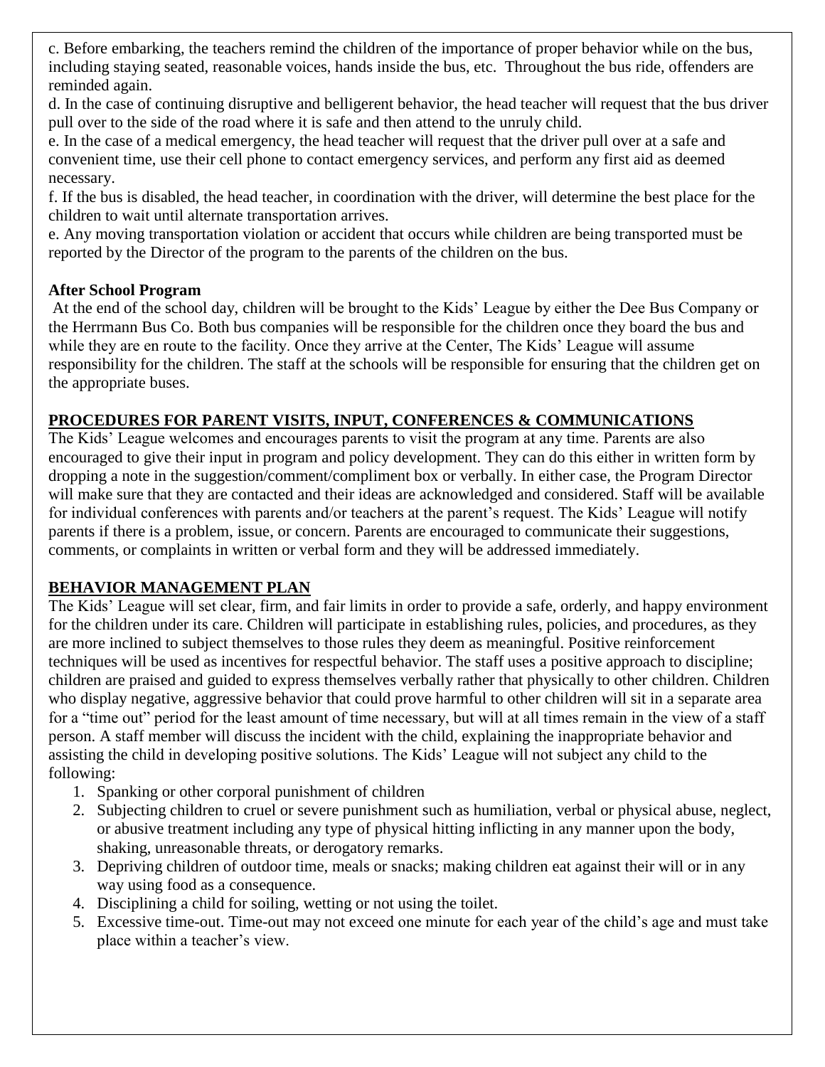c. Before embarking, the teachers remind the children of the importance of proper behavior while on the bus, including staying seated, reasonable voices, hands inside the bus, etc. Throughout the bus ride, offenders are reminded again.

d. In the case of continuing disruptive and belligerent behavior, the head teacher will request that the bus driver pull over to the side of the road where it is safe and then attend to the unruly child.

e. In the case of a medical emergency, the head teacher will request that the driver pull over at a safe and convenient time, use their cell phone to contact emergency services, and perform any first aid as deemed necessary.

f. If the bus is disabled, the head teacher, in coordination with the driver, will determine the best place for the children to wait until alternate transportation arrives.

e. Any moving transportation violation or accident that occurs while children are being transported must be reported by the Director of the program to the parents of the children on the bus.

**After School Program**

At the end of the school day, children will be brought to the Kids' League by either the Dee Bus Company or the Herrmann Bus Co. Both bus companies will be responsible for the children once they board the bus and while they are en route to the facility. Once they arrive at the Center, The Kids' League will assume responsibility for the children. The staff at the schools will be responsible for ensuring that the children get on the appropriate buses.

## PROCEDURES FOR PARENT VISITS, INPUT, CONFERENCES & COMMUNICATIONS

The Kids' League welcomes and encourages parents to visit the program at any time. Parents are also encouraged to give their input in program and policy development. They can do this either in written form by dropping a note in the suggestion/comment/compliment box or verbally. In either case, the Program Director will make sure that they are contacted and their ideas are acknowledged and considered. Staff will be available for individual conferences with parents and/or teachers at the parent's request. The Kids' League will notify parents if there is a problem, issue, or concern. Parents are encouraged to communicate their suggestions, comments, or complaints in written or verbal form and they will be addressed immediately.

## BEHAVIOR MANAGEMENT PLAN

The Kids' League will set clear, firm, and fair limits in order to provide a safe, orderly, and happy environment for the children under its care. Children will participate in establishing rules, policies, and procedures, as they are more inclined to subject themselves to those rules they deem as meaningful. Positive reinforcement techniques will be used as incentives for respectful behavior. The staff uses a positive approach to discipline; children are praised and guided to express themselves verbally rather that physically to other children. Children who display negative, aggressive behavior that could prove harmful to other children will sit in a separate area for a "time out" period for the least amount of time necessary, but will at all times remain in the view of a staff person. A staff member will discuss the incident with the child, explaining the inappropriate behavior and assisting the child in developing positive solutions. The Kids' League will not subject any child to the following:

1. Spanking or other corporal punishment of children
2. Subjecting children to cruel or severe punishment such as humiliation, verbal or physical abuse, neglect, or abusive treatment including any type of physical hitting inflicting in any manner upon the body, shaking, unreasonable threats, or derogatory remarks.
3. Depriving children of outdoor time, meals or snacks; making children eat against their will or in any way using food as a consequence.
4. Disciplining a child for soiling, wetting or not using the toilet.
5. Excessive time-out. Time-out may not exceed one minute for each year of the child's age and must take place within a teacher's view.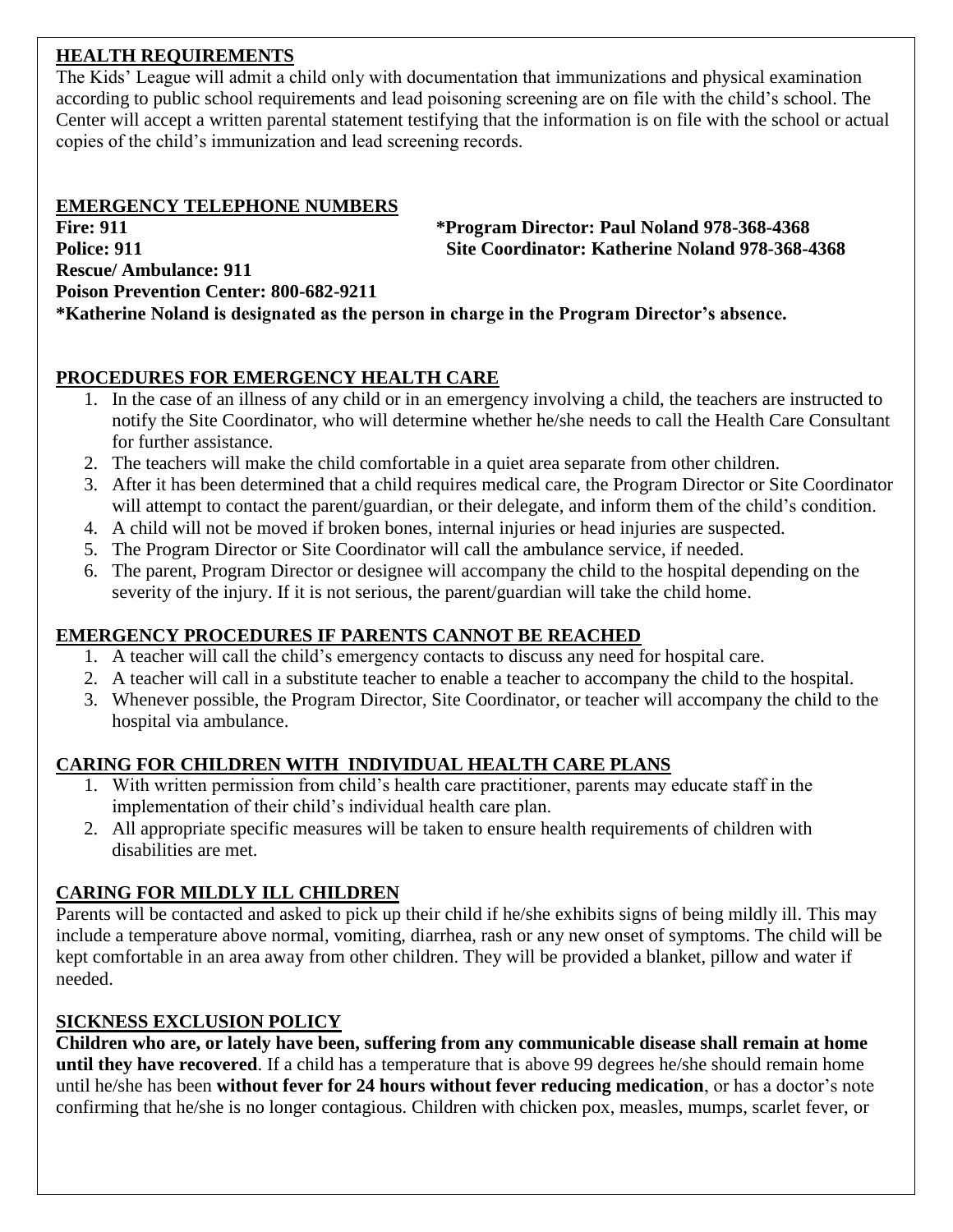## HEALTH REQUIREMENTS

The Kids' League will admit a child only with documentation that immunizations and physical examination according to public school requirements and lead poisoning screening are on file with the child's school. The Center will accept a written parental statement testifying that the information is on file with the school or actual copies of the child's immunization and lead screening records.

## EMERGENCY TELEPHONE NUMBERS

**Fire: 911**
**Police: 911**
**Rescue/ Ambulance: 911**
**Poison Prevention Center: 800-682-9211**

**\*Program Director: Paul Noland 978-368-4368**
**Site Coordinator: Katherine Noland 978-368-4368**

**\*Katherine Noland is designated as the person in charge in the Program Director's absence.**

## PROCEDURES FOR EMERGENCY HEALTH CARE

1. In the case of an illness of any child or in an emergency involving a child, the teachers are instructed to notify the Site Coordinator, who will determine whether he/she needs to call the Health Care Consultant for further assistance.
2. The teachers will make the child comfortable in a quiet area separate from other children.
3. After it has been determined that a child requires medical care, the Program Director or Site Coordinator will attempt to contact the parent/guardian, or their delegate, and inform them of the child's condition.
4. A child will not be moved if broken bones, internal injuries or head injuries are suspected.
5. The Program Director or Site Coordinator will call the ambulance service, if needed.
6. The parent, Program Director or designee will accompany the child to the hospital depending on the severity of the injury. If it is not serious, the parent/guardian will take the child home.

## EMERGENCY PROCEDURES IF PARENTS CANNOT BE REACHED

1. A teacher will call the child's emergency contacts to discuss any need for hospital care.
2. A teacher will call in a substitute teacher to enable a teacher to accompany the child to the hospital.
3. Whenever possible, the Program Director, Site Coordinator, or teacher will accompany the child to the hospital via ambulance.

## CARING FOR CHILDREN WITH INDIVIDUAL HEALTH CARE PLANS

1. With written permission from child's health care practitioner, parents may educate staff in the implementation of their child's individual health care plan.
2. All appropriate specific measures will be taken to ensure health requirements of children with disabilities are met.

## CARING FOR MILDLY ILL CHILDREN

Parents will be contacted and asked to pick up their child if he/she exhibits signs of being mildly ill. This may include a temperature above normal, vomiting, diarrhea, rash or any new onset of symptoms. The child will be kept comfortable in an area away from other children. They will be provided a blanket, pillow and water if needed.

## SICKNESS EXCLUSION POLICY

**Children who are, or lately have been, suffering from any communicable disease shall remain at home until they have recovered**. If a child has a temperature that is above 99 degrees he/she should remain home until he/she has been **without fever for 24 hours without fever reducing medication**, or has a doctor's note confirming that he/she is no longer contagious. Children with chicken pox, measles, mumps, scarlet fever, or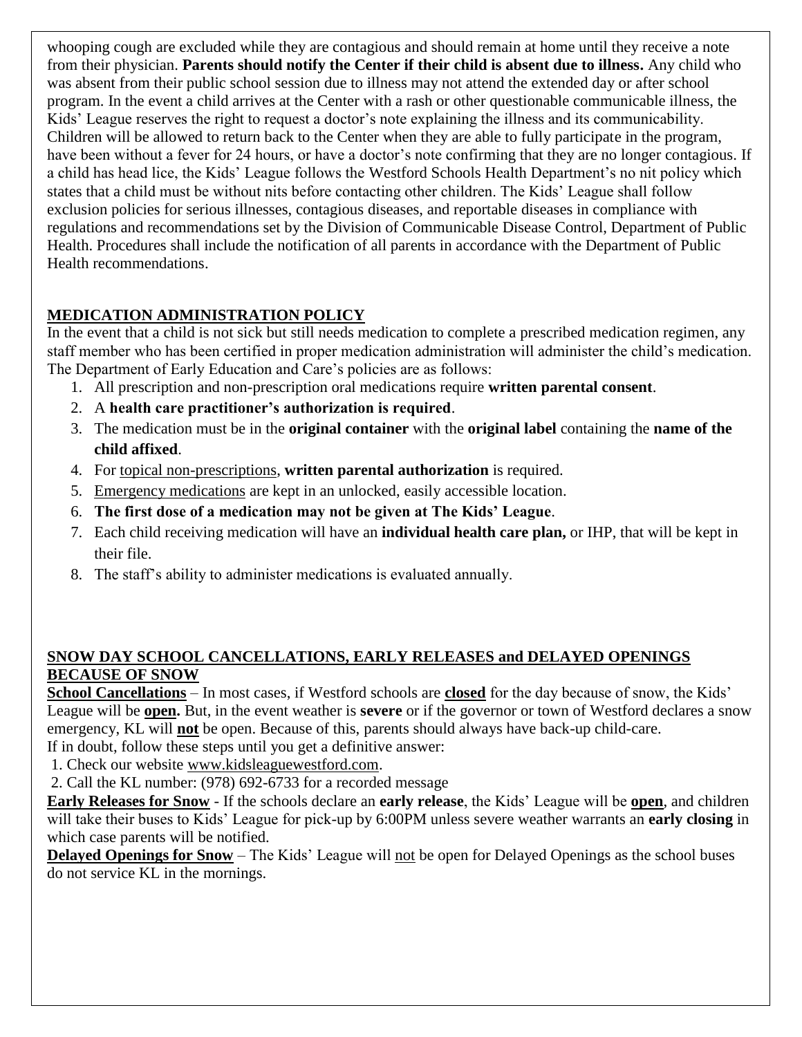whooping cough are excluded while they are contagious and should remain at home until they receive a note from their physician. **Parents should notify the Center if their child is absent due to illness.** Any child who was absent from their public school session due to illness may not attend the extended day or after school program. In the event a child arrives at the Center with a rash or other questionable communicable illness, the Kids' League reserves the right to request a doctor's note explaining the illness and its communicability. Children will be allowed to return back to the Center when they are able to fully participate in the program, have been without a fever for 24 hours, or have a doctor's note confirming that they are no longer contagious. If a child has head lice, the Kids' League follows the Westford Schools Health Department's no nit policy which states that a child must be without nits before contacting other children. The Kids' League shall follow exclusion policies for serious illnesses, contagious diseases, and reportable diseases in compliance with regulations and recommendations set by the Division of Communicable Disease Control, Department of Public Health. Procedures shall include the notification of all parents in accordance with the Department of Public Health recommendations.

## MEDICATION ADMINISTRATION POLICY

In the event that a child is not sick but still needs medication to complete a prescribed medication regimen, any staff member who has been certified in proper medication administration will administer the child's medication. The Department of Early Education and Care's policies are as follows:

1. All prescription and non-prescription oral medications require **written parental consent**.
2. A **health care practitioner's authorization is required**.
3. The medication must be in the **original container** with the **original label** containing the **name of the child affixed**.
4. For topical non-prescriptions, **written parental authorization** is required.
5. Emergency medications are kept in an unlocked, easily accessible location.
6. **The first dose of a medication may not be given at The Kids' League**.
7. Each child receiving medication will have an **individual health care plan,** or IHP, that will be kept in their file.
8. The staff's ability to administer medications is evaluated annually.

## SNOW DAY SCHOOL CANCELLATIONS, EARLY RELEASES and DELAYED OPENINGS BECAUSE OF SNOW

**School Cancellations** – In most cases, if Westford schools are **closed** for the day because of snow, the Kids' League will be **open.** But, in the event weather is **severe** or if the governor or town of Westford declares a snow emergency, KL will **not** be open. Because of this, parents should always have back-up child-care.
If in doubt, follow these steps until you get a definitive answer:

1. Check our website www.kidsleaguewestford.com.
2. Call the KL number: (978) 692-6733 for a recorded message

**Early Releases for Snow** - If the schools declare an **early release**, the Kids' League will be **open**, and children will take their buses to Kids' League for pick-up by 6:00PM unless severe weather warrants an **early closing** in which case parents will be notified.

**Delayed Openings for Snow** – The Kids' League will not be open for Delayed Openings as the school buses do not service KL in the mornings.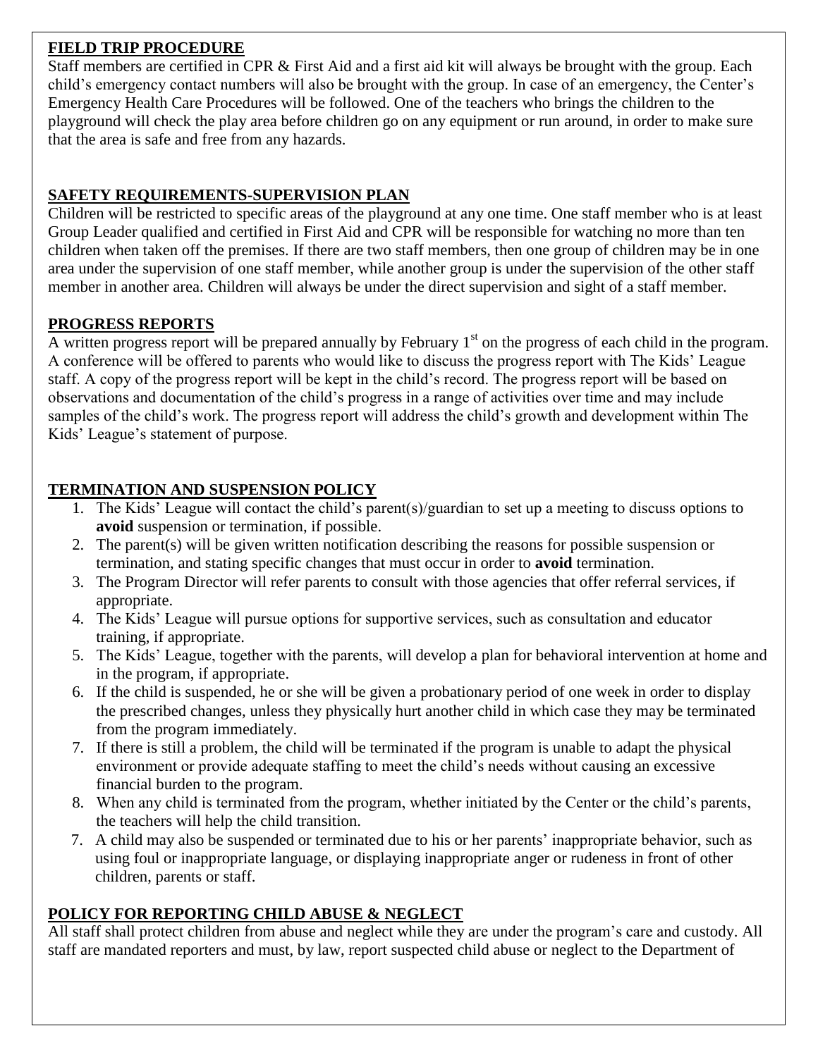**FIELD TRIP PROCEDURE**

Staff members are certified in CPR & First Aid and a first aid kit will always be brought with the group. Each child's emergency contact numbers will also be brought with the group. In case of an emergency, the Center's Emergency Health Care Procedures will be followed. One of the teachers who brings the children to the playground will check the play area before children go on any equipment or run around, in order to make sure that the area is safe and free from any hazards.

**SAFETY REQUIREMENTS-SUPERVISION PLAN**

Children will be restricted to specific areas of the playground at any one time. One staff member who is at least Group Leader qualified and certified in First Aid and CPR will be responsible for watching no more than ten children when taken off the premises. If there are two staff members, then one group of children may be in one area under the supervision of one staff member, while another group is under the supervision of the other staff member in another area. Children will always be under the direct supervision and sight of a staff member.

**PROGRESS REPORTS**

A written progress report will be prepared annually by February 1st on the progress of each child in the program. A conference will be offered to parents who would like to discuss the progress report with The Kids' League staff. A copy of the progress report will be kept in the child's record. The progress report will be based on observations and documentation of the child's progress in a range of activities over time and may include samples of the child's work. The progress report will address the child's growth and development within The Kids' League's statement of purpose.

**TERMINATION AND SUSPENSION POLICY**

1. The Kids' League will contact the child's parent(s)/guardian to set up a meeting to discuss options to **avoid** suspension or termination, if possible.
2. The parent(s) will be given written notification describing the reasons for possible suspension or termination, and stating specific changes that must occur in order to **avoid** termination.
3. The Program Director will refer parents to consult with those agencies that offer referral services, if appropriate.
4. The Kids' League will pursue options for supportive services, such as consultation and educator training, if appropriate.
5. The Kids' League, together with the parents, will develop a plan for behavioral intervention at home and in the program, if appropriate.
6. If the child is suspended, he or she will be given a probationary period of one week in order to display the prescribed changes, unless they physically hurt another child in which case they may be terminated from the program immediately.
7. If there is still a problem, the child will be terminated if the program is unable to adapt the physical environment or provide adequate staffing to meet the child's needs without causing an excessive financial burden to the program.
8. When any child is terminated from the program, whether initiated by the Center or the child's parents, the teachers will help the child transition.
7. A child may also be suspended or terminated due to his or her parents' inappropriate behavior, such as using foul or inappropriate language, or displaying inappropriate anger or rudeness in front of other children, parents or staff.

**POLICY FOR REPORTING CHILD ABUSE & NEGLECT**

All staff shall protect children from abuse and neglect while they are under the program's care and custody. All staff are mandated reporters and must, by law, report suspected child abuse or neglect to the Department of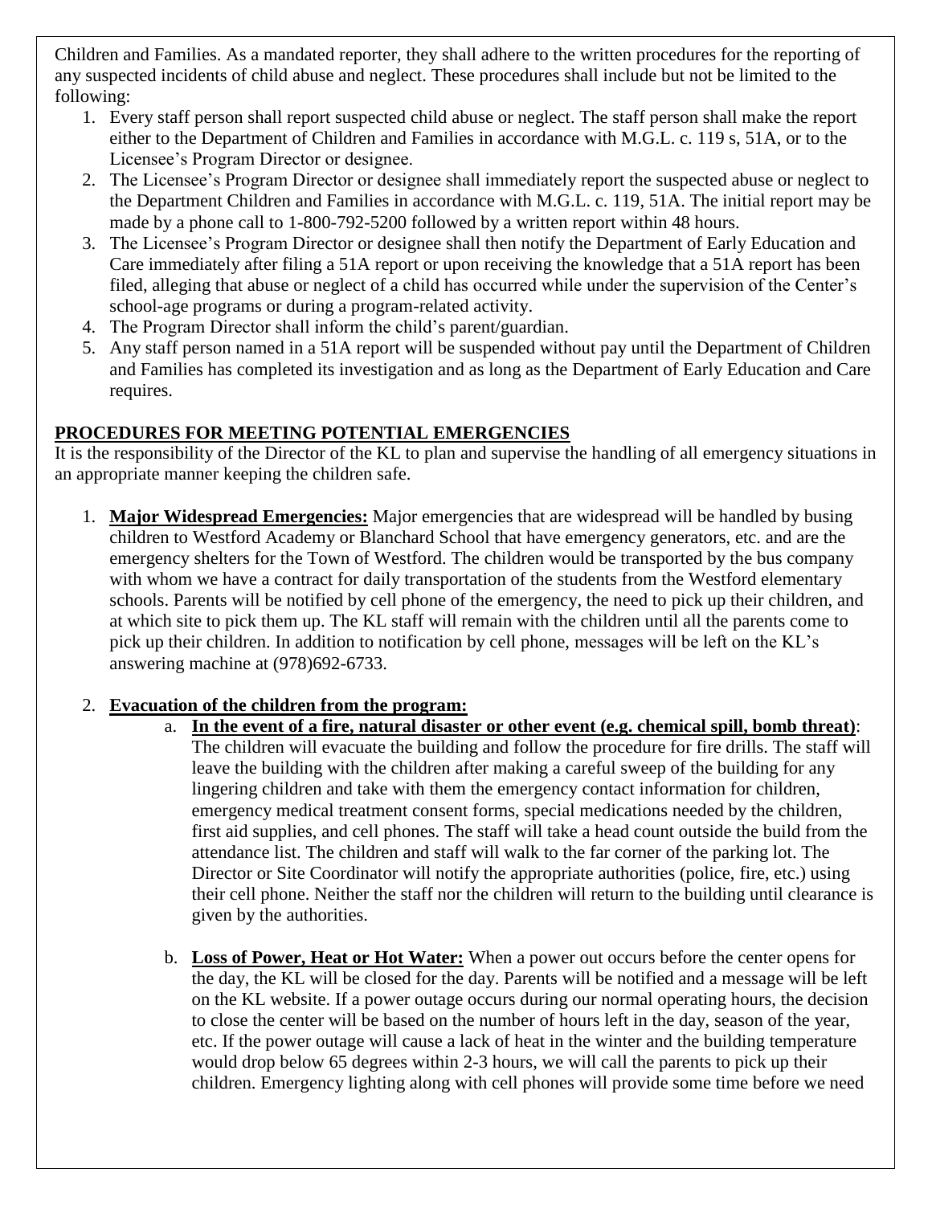Children and Families. As a mandated reporter, they shall adhere to the written procedures for the reporting of any suspected incidents of child abuse and neglect. These procedures shall include but not be limited to the following:

1. Every staff person shall report suspected child abuse or neglect. The staff person shall make the report either to the Department of Children and Families in accordance with M.G.L. c. 119 s, 51A, or to the Licensee's Program Director or designee.
2. The Licensee's Program Director or designee shall immediately report the suspected abuse or neglect to the Department Children and Families in accordance with M.G.L. c. 119, 51A. The initial report may be made by a phone call to 1-800-792-5200 followed by a written report within 48 hours.
3. The Licensee's Program Director or designee shall then notify the Department of Early Education and Care immediately after filing a 51A report or upon receiving the knowledge that a 51A report has been filed, alleging that abuse or neglect of a child has occurred while under the supervision of the Center's school-age programs or during a program-related activity.
4. The Program Director shall inform the child's parent/guardian.
5. Any staff person named in a 51A report will be suspended without pay until the Department of Children and Families has completed its investigation and as long as the Department of Early Education and Care requires.

## PROCEDURES FOR MEETING POTENTIAL EMERGENCIES

It is the responsibility of the Director of the KL to plan and supervise the handling of all emergency situations in an appropriate manner keeping the children safe.

1. **Major Widespread Emergencies:** Major emergencies that are widespread will be handled by busing children to Westford Academy or Blanchard School that have emergency generators, etc. and are the emergency shelters for the Town of Westford. The children would be transported by the bus company with whom we have a contract for daily transportation of the students from the Westford elementary schools. Parents will be notified by cell phone of the emergency, the need to pick up their children, and at which site to pick them up. The KL staff will remain with the children until all the parents come to pick up their children. In addition to notification by cell phone, messages will be left on the KL's answering machine at (978)692-6733.

2. **Evacuation of the children from the program:**
   a. **In the event of a fire, natural disaster or other event (e.g. chemical spill, bomb threat)**: The children will evacuate the building and follow the procedure for fire drills. The staff will leave the building with the children after making a careful sweep of the building for any lingering children and take with them the emergency contact information for children, emergency medical treatment consent forms, special medications needed by the children, first aid supplies, and cell phones. The staff will take a head count outside the build from the attendance list. The children and staff will walk to the far corner of the parking lot. The Director or Site Coordinator will notify the appropriate authorities (police, fire, etc.) using their cell phone. Neither the staff nor the children will return to the building until clearance is given by the authorities.

   b. **Loss of Power, Heat or Hot Water:** When a power out occurs before the center opens for the day, the KL will be closed for the day. Parents will be notified and a message will be left on the KL website. If a power outage occurs during our normal operating hours, the decision to close the center will be based on the number of hours left in the day, season of the year, etc. If the power outage will cause a lack of heat in the winter and the building temperature would drop below 65 degrees within 2-3 hours, we will call the parents to pick up their children. Emergency lighting along with cell phones will provide some time before we need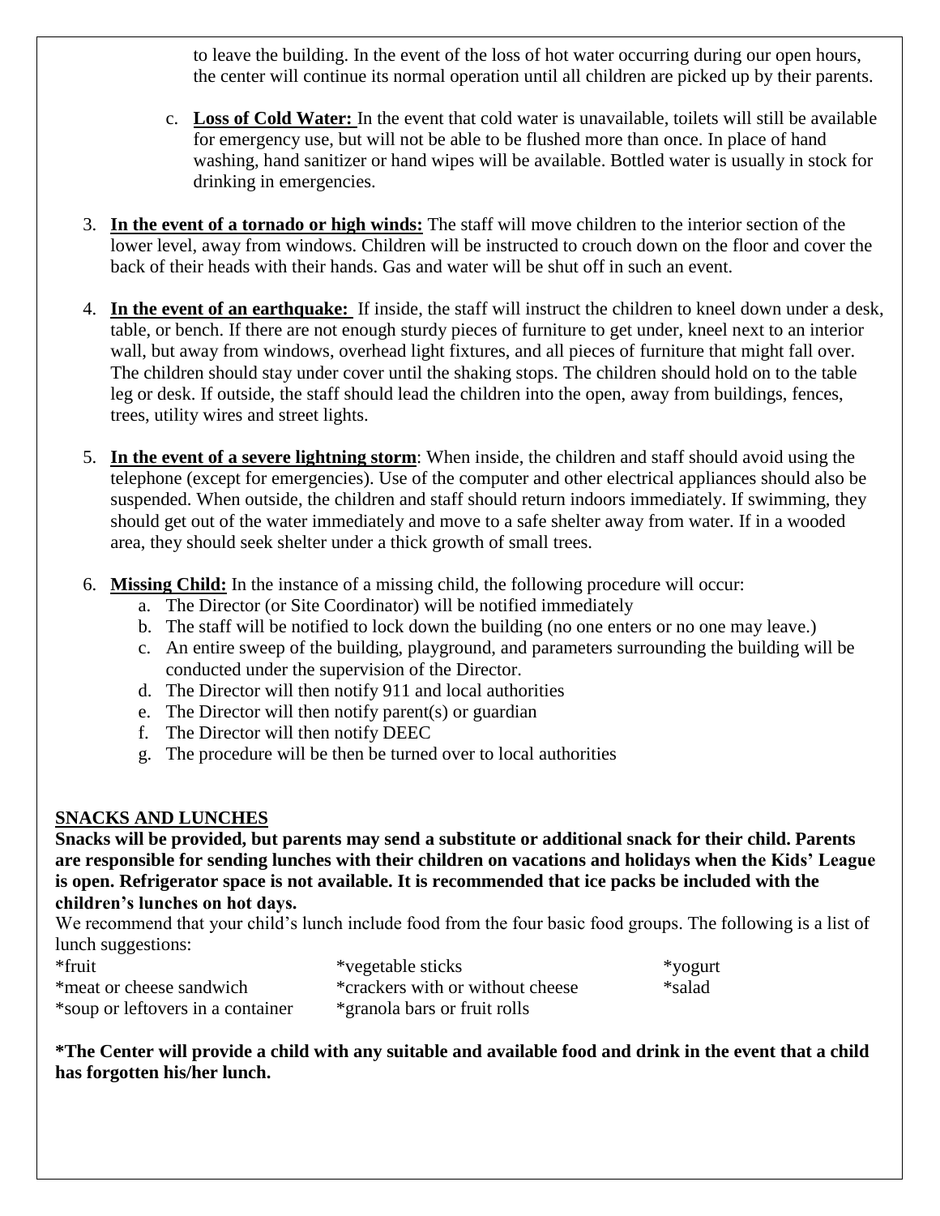to leave the building. In the event of the loss of hot water occurring during our open hours, the center will continue its normal operation until all children are picked up by their parents.

c. **Loss of Cold Water:** In the event that cold water is unavailable, toilets will still be available for emergency use, but will not be able to be flushed more than once. In place of hand washing, hand sanitizer or hand wipes will be available. Bottled water is usually in stock for drinking in emergencies.

3. **In the event of a tornado or high winds:** The staff will move children to the interior section of the lower level, away from windows. Children will be instructed to crouch down on the floor and cover the back of their heads with their hands. Gas and water will be shut off in such an event.

4. **In the event of an earthquake:** If inside, the staff will instruct the children to kneel down under a desk, table, or bench. If there are not enough sturdy pieces of furniture to get under, kneel next to an interior wall, but away from windows, overhead light fixtures, and all pieces of furniture that might fall over. The children should stay under cover until the shaking stops. The children should hold on to the table leg or desk. If outside, the staff should lead the children into the open, away from buildings, fences, trees, utility wires and street lights.

5. **In the event of a severe lightning storm**: When inside, the children and staff should avoid using the telephone (except for emergencies). Use of the computer and other electrical appliances should also be suspended. When outside, the children and staff should return indoors immediately. If swimming, they should get out of the water immediately and move to a safe shelter away from water. If in a wooded area, they should seek shelter under a thick growth of small trees.

6. **Missing Child:** In the instance of a missing child, the following procedure will occur:
   a. The Director (or Site Coordinator) will be notified immediately
   b. The staff will be notified to lock down the building (no one enters or no one may leave.)
   c. An entire sweep of the building, playground, and parameters surrounding the building will be conducted under the supervision of the Director.
   d. The Director will then notify 911 and local authorities
   e. The Director will then notify parent(s) or guardian
   f. The Director will then notify DEEC
   g. The procedure will be then be turned over to local authorities

## SNACKS AND LUNCHES

**Snacks will be provided, but parents may send a substitute or additional snack for their child. Parents are responsible for sending lunches with their children on vacations and holidays when the Kids' League is open. Refrigerator space is not available. It is recommended that ice packs be included with the children's lunches on hot days.**

We recommend that your child's lunch include food from the four basic food groups. The following is a list of lunch suggestions:

- *fruit
- *vegetable sticks
- *yogurt
- *meat or cheese sandwich
- *crackers with or without cheese
- *salad
- *soup or leftovers in a container
- *granola bars or fruit rolls

**\*The Center will provide a child with any suitable and available food and drink in the event that a child has forgotten his/her lunch.**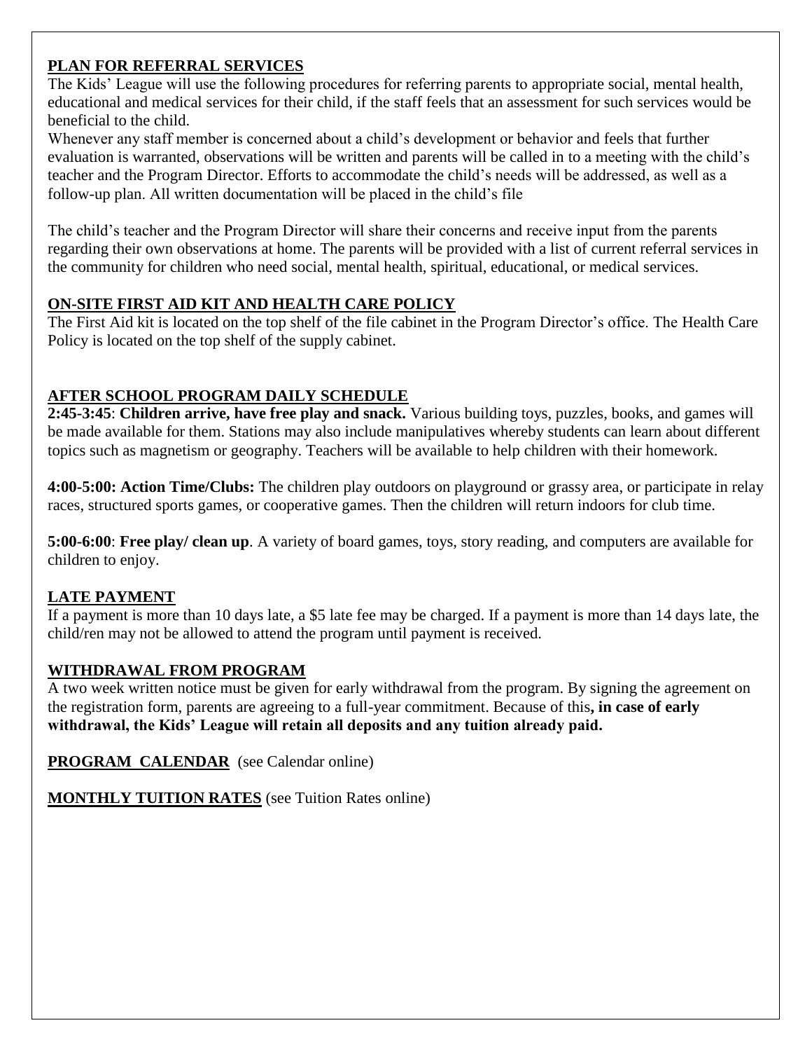## PLAN FOR REFERRAL SERVICES

The Kids' League will use the following procedures for referring parents to appropriate social, mental health, educational and medical services for their child, if the staff feels that an assessment for such services would be beneficial to the child.

Whenever any staff member is concerned about a child's development or behavior and feels that further evaluation is warranted, observations will be written and parents will be called in to a meeting with the child's teacher and the Program Director. Efforts to accommodate the child's needs will be addressed, as well as a follow-up plan. All written documentation will be placed in the child's file

The child's teacher and the Program Director will share their concerns and receive input from the parents regarding their own observations at home. The parents will be provided with a list of current referral services in the community for children who need social, mental health, spiritual, educational, or medical services.

## ON-SITE FIRST AID KIT AND HEALTH CARE POLICY

The First Aid kit is located on the top shelf of the file cabinet in the Program Director's office. The Health Care Policy is located on the top shelf of the supply cabinet.

## AFTER SCHOOL PROGRAM DAILY SCHEDULE

**2:45-3:45**: **Children arrive, have free play and snack.** Various building toys, puzzles, books, and games will be made available for them. Stations may also include manipulatives whereby students can learn about different topics such as magnetism or geography. Teachers will be available to help children with their homework.

**4:00-5:00: Action Time/Clubs:** The children play outdoors on playground or grassy area, or participate in relay races, structured sports games, or cooperative games. Then the children will return indoors for club time.

**5:00-6:00**: **Free play/ clean up**. A variety of board games, toys, story reading, and computers are available for children to enjoy.

## LATE PAYMENT

If a payment is more than 10 days late, a $5 late fee may be charged. If a payment is more than 14 days late, the child/ren may not be allowed to attend the program until payment is received.

## WITHDRAWAL FROM PROGRAM

A two week written notice must be given for early withdrawal from the program. By signing the agreement on the registration form, parents are agreeing to a full-year commitment. Because of this**, in case of early withdrawal, the Kids' League will retain all deposits and any tuition already paid.**

**PROGRAM CALENDAR** (see Calendar online)

**MONTHLY TUITION RATES** (see Tuition Rates online)